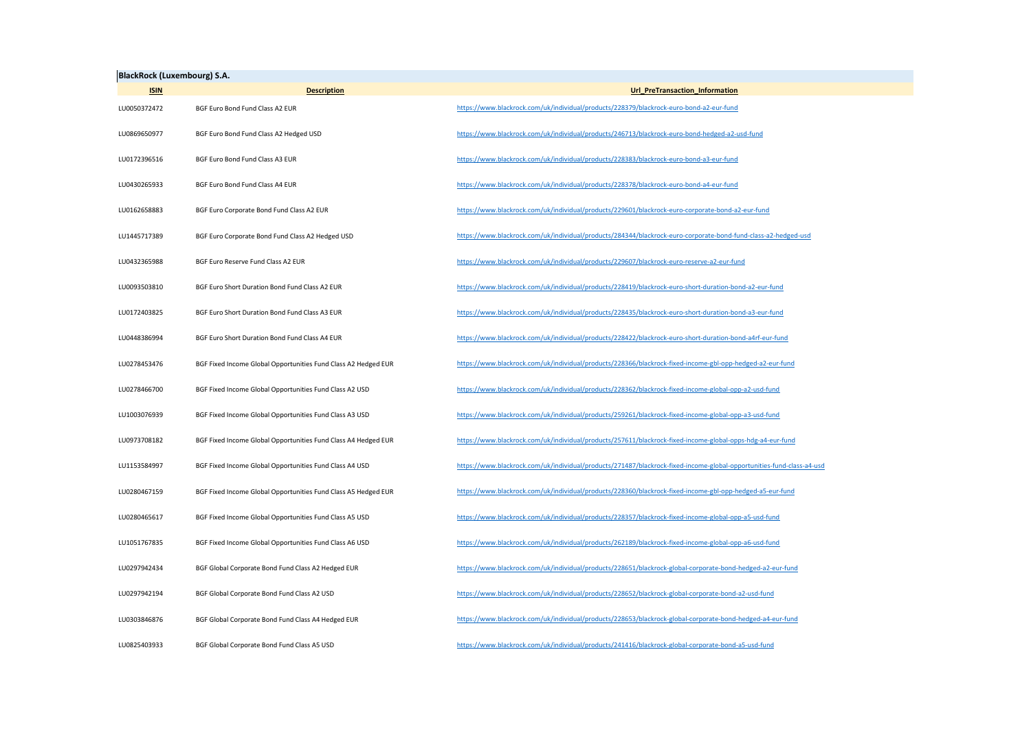**BlackRock (Luxembourg) S.A.**

| ISIN | Description | Url_PreTransaction_Information |
|---|---|---|
| LU0050372472 | BGF Euro Bond Fund Class A2 EUR | https://www.blackrock.com/uk/individual/products/228379/blackrock-euro-bond-a2-eur-fund |
| LU0869650977 | BGF Euro Bond Fund Class A2 Hedged USD | https://www.blackrock.com/uk/individual/products/246713/blackrock-euro-bond-hedged-a2-usd-fund |
| LU0172396516 | BGF Euro Bond Fund Class A3 EUR | https://www.blackrock.com/uk/individual/products/228383/blackrock-euro-bond-a3-eur-fund |
| LU0430265933 | BGF Euro Bond Fund Class A4 EUR | https://www.blackrock.com/uk/individual/products/228378/blackrock-euro-bond-a4-eur-fund |
| LU0162658883 | BGF Euro Corporate Bond Fund Class A2 EUR | https://www.blackrock.com/uk/individual/products/229601/blackrock-euro-corporate-bond-a2-eur-fund |
| LU1445717389 | BGF Euro Corporate Bond Fund Class A2 Hedged USD | https://www.blackrock.com/uk/individual/products/284344/blackrock-euro-corporate-bond-fund-class-a2-hedged-usd |
| LU0432365988 | BGF Euro Reserve Fund Class A2 EUR | https://www.blackrock.com/uk/individual/products/229607/blackrock-euro-reserve-a2-eur-fund |
| LU0093503810 | BGF Euro Short Duration Bond Fund Class A2 EUR | https://www.blackrock.com/uk/individual/products/228419/blackrock-euro-short-duration-bond-a2-eur-fund |
| LU0172403825 | BGF Euro Short Duration Bond Fund Class A3 EUR | https://www.blackrock.com/uk/individual/products/228435/blackrock-euro-short-duration-bond-a3-eur-fund |
| LU0448386994 | BGF Euro Short Duration Bond Fund Class A4 EUR | https://www.blackrock.com/uk/individual/products/228422/blackrock-euro-short-duration-bond-a4rf-eur-fund |
| LU0278453476 | BGF Fixed Income Global Opportunities Fund Class A2 Hedged EUR | https://www.blackrock.com/uk/individual/products/228366/blackrock-fixed-income-gbl-opp-hedged-a2-eur-fund |
| LU0278466700 | BGF Fixed Income Global Opportunities Fund Class A2 USD | https://www.blackrock.com/uk/individual/products/228362/blackrock-fixed-income-global-opp-a2-usd-fund |
| LU1003076939 | BGF Fixed Income Global Opportunities Fund Class A3 USD | https://www.blackrock.com/uk/individual/products/259261/blackrock-fixed-income-global-opp-a3-usd-fund |
| LU0973708182 | BGF Fixed Income Global Opportunities Fund Class A4 Hedged EUR | https://www.blackrock.com/uk/individual/products/257611/blackrock-fixed-income-global-opps-hdg-a4-eur-fund |
| LU1153584997 | BGF Fixed Income Global Opportunities Fund Class A4 USD | https://www.blackrock.com/uk/individual/products/271487/blackrock-fixed-income-global-opportunities-fund-class-a4-usd |
| LU0280467159 | BGF Fixed Income Global Opportunities Fund Class A5 Hedged EUR | https://www.blackrock.com/uk/individual/products/228360/blackrock-fixed-income-gbl-opp-hedged-a5-eur-fund |
| LU0280465617 | BGF Fixed Income Global Opportunities Fund Class A5 USD | https://www.blackrock.com/uk/individual/products/228357/blackrock-fixed-income-global-opp-a5-usd-fund |
| LU1051767835 | BGF Fixed Income Global Opportunities Fund Class A6 USD | https://www.blackrock.com/uk/individual/products/262189/blackrock-fixed-income-global-opp-a6-usd-fund |
| LU0297942434 | BGF Global Corporate Bond Fund Class A2 Hedged EUR | https://www.blackrock.com/uk/individual/products/228651/blackrock-global-corporate-bond-hedged-a2-eur-fund |
| LU0297942194 | BGF Global Corporate Bond Fund Class A2 USD | https://www.blackrock.com/uk/individual/products/228652/blackrock-global-corporate-bond-a2-usd-fund |
| LU0303846876 | BGF Global Corporate Bond Fund Class A4 Hedged EUR | https://www.blackrock.com/uk/individual/products/228653/blackrock-global-corporate-bond-hedged-a4-eur-fund |
| LU0825403933 | BGF Global Corporate Bond Fund Class A5 USD | https://www.blackrock.com/uk/individual/products/241416/blackrock-global-corporate-bond-a5-usd-fund |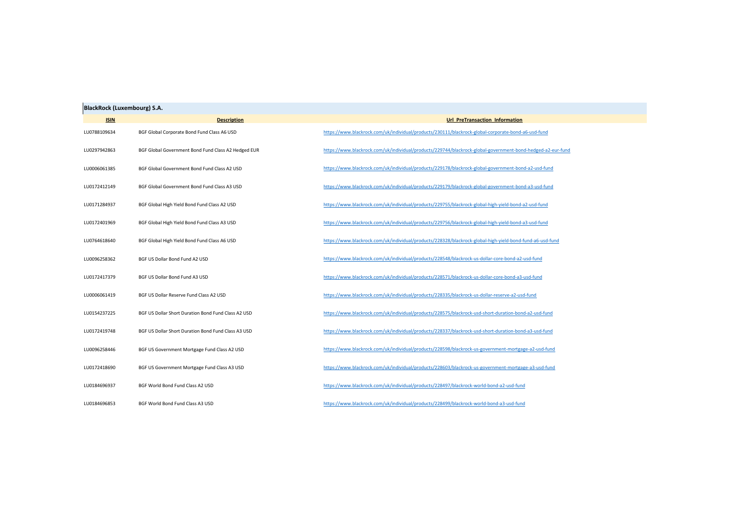**BlackRock (Luxembourg) S.A.**

| ISIN | Description | Url_PreTransaction_Information |
|---|---|---|
| LU0788109634 | BGF Global Corporate Bond Fund Class A6 USD | https://www.blackrock.com/uk/individual/products/230111/blackrock-global-corporate-bond-a6-usd-fund |
| LU0297942863 | BGF Global Government Bond Fund Class A2 Hedged EUR | https://www.blackrock.com/uk/individual/products/229744/blackrock-global-government-bond-hedged-a2-eur-fund |
| LU0006061385 | BGF Global Government Bond Fund Class A2 USD | https://www.blackrock.com/uk/individual/products/229178/blackrock-global-government-bond-a2-usd-fund |
| LU0172412149 | BGF Global Government Bond Fund Class A3 USD | https://www.blackrock.com/uk/individual/products/229179/blackrock-global-government-bond-a3-usd-fund |
| LU0171284937 | BGF Global High Yield Bond Fund Class A2 USD | https://www.blackrock.com/uk/individual/products/229755/blackrock-global-high-yield-bond-a2-usd-fund |
| LU0172401969 | BGF Global High Yield Bond Fund Class A3 USD | https://www.blackrock.com/uk/individual/products/229756/blackrock-global-high-yield-bond-a3-usd-fund |
| LU0764618640 | BGF Global High Yield Bond Fund Class A6 USD | https://www.blackrock.com/uk/individual/products/228328/blackrock-global-high-yield-bond-fund-a6-usd-fund |
| LU0096258362 | BGF US Dollar Bond Fund A2 USD | https://www.blackrock.com/uk/individual/products/228548/blackrock-us-dollar-core-bond-a2-usd-fund |
| LU0172417379 | BGF US Dollar Bond Fund A3 USD | https://www.blackrock.com/uk/individual/products/228571/blackrock-us-dollar-core-bond-a3-usd-fund |
| LU0006061419 | BGF US Dollar Reserve Fund Class A2 USD | https://www.blackrock.com/uk/individual/products/228335/blackrock-us-dollar-reserve-a2-usd-fund |
| LU0154237225 | BGF US Dollar Short Duration Bond Fund Class A2 USD | https://www.blackrock.com/uk/individual/products/228575/blackrock-usd-short-duration-bond-a2-usd-fund |
| LU0172419748 | BGF US Dollar Short Duration Bond Fund Class A3 USD | https://www.blackrock.com/uk/individual/products/228337/blackrock-usd-short-duration-bond-a3-usd-fund |
| LU0096258446 | BGF US Government Mortgage Fund Class A2 USD | https://www.blackrock.com/uk/individual/products/228598/blackrock-us-government-mortgage-a2-usd-fund |
| LU0172418690 | BGF US Government Mortgage Fund Class A3 USD | https://www.blackrock.com/uk/individual/products/228603/blackrock-us-government-mortgage-a3-usd-fund |
| LU0184696937 | BGF World Bond Fund Class A2 USD | https://www.blackrock.com/uk/individual/products/228497/blackrock-world-bond-a2-usd-fund |
| LU0184696853 | BGF World Bond Fund Class A3 USD | https://www.blackrock.com/uk/individual/products/228499/blackrock-world-bond-a3-usd-fund |